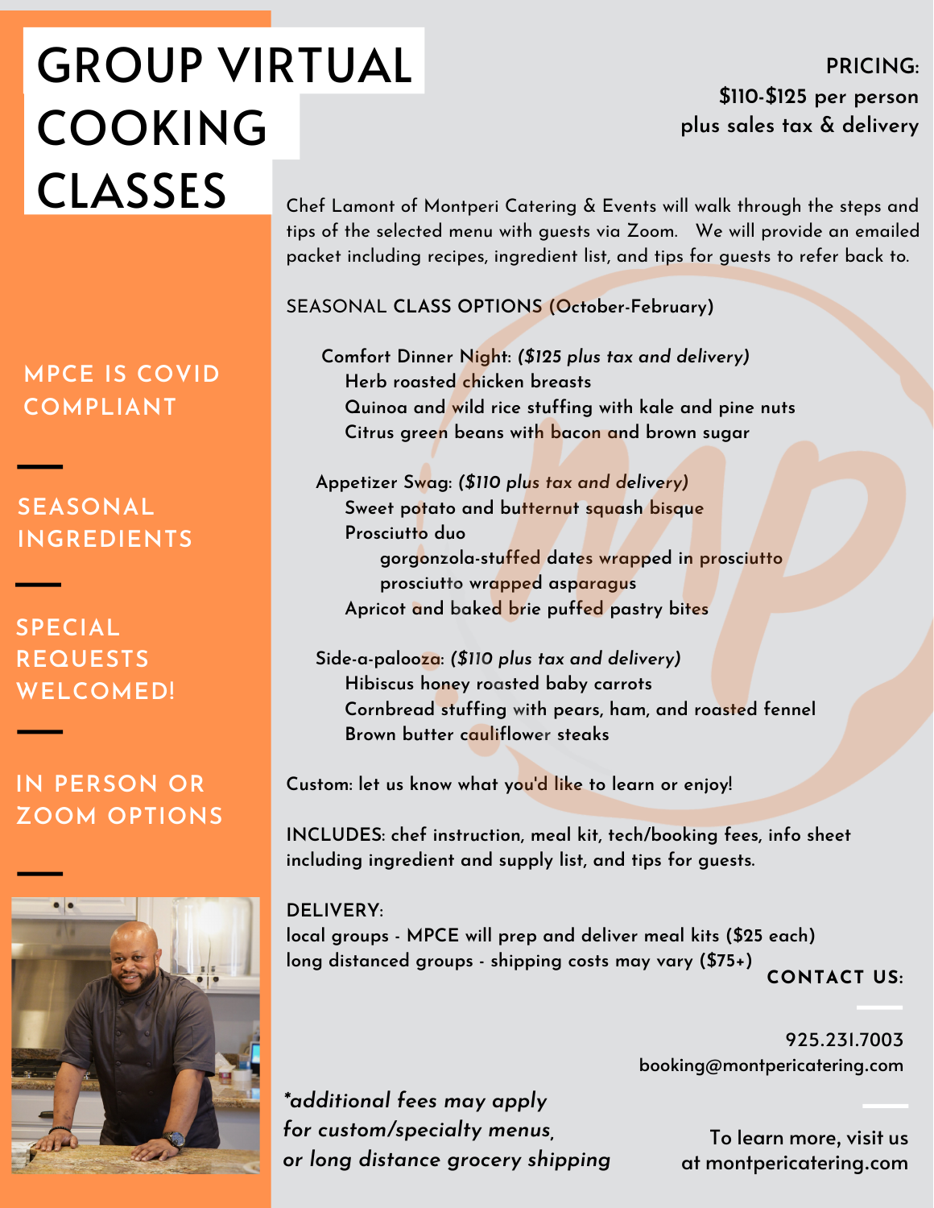# GROUP VIRTUAL COOKING CLASSES

**PRICING:**
**$110-$125 per person**
**plus sales tax & delivery**

MPCE IS COVID COMPLIANT

SEASONAL INGREDIENTS

SPECIAL REQUESTS WELCOMED!

IN PERSON OR ZOOM OPTIONS

Chef Lamont of Montperi Catering & Events will walk through the steps and tips of the selected menu with guests via Zoom. We will provide an emailed packet including recipes, ingredient list, and tips for guests to refer back to.

SEASONAL **CLASS OPTIONS** (October-February)

Comfort Dinner Night: *($125 plus tax and delivery)*
- Herb roasted chicken breasts
- Quinoa and wild rice stuffing with kale and pine nuts
- Citrus green beans with bacon and brown sugar

Appetizer Swag: *($110 plus tax and delivery)*
- Sweet potato and butternut squash bisque
- Prosciutto duo
  - gorgonzola-stuffed dates wrapped in prosciutto
  - prosciutto wrapped asparagus
- Apricot and baked brie puffed pastry bites

Side-a-palooza: *($110 plus tax and delivery)*
- Hibiscus honey roasted baby carrots
- Cornbread stuffing with pears, ham, and roasted fennel
- Brown butter cauliflower steaks

Custom: let us know what you'd like to learn or enjoy!

INCLUDES: chef instruction, meal kit, tech/booking fees, info sheet including ingredient and supply list, and tips for guests.

DELIVERY:
local groups - MPCE will prep and deliver meal kits ($25 each)
long distanced groups - shipping costs may vary ($75+)

**CONTACT US:**

925.231.7003
booking@montpericatering.com

To learn more, visit us at montpericatering.com

*\*additional fees may apply for custom/specialty menus, or long distance grocery shipping*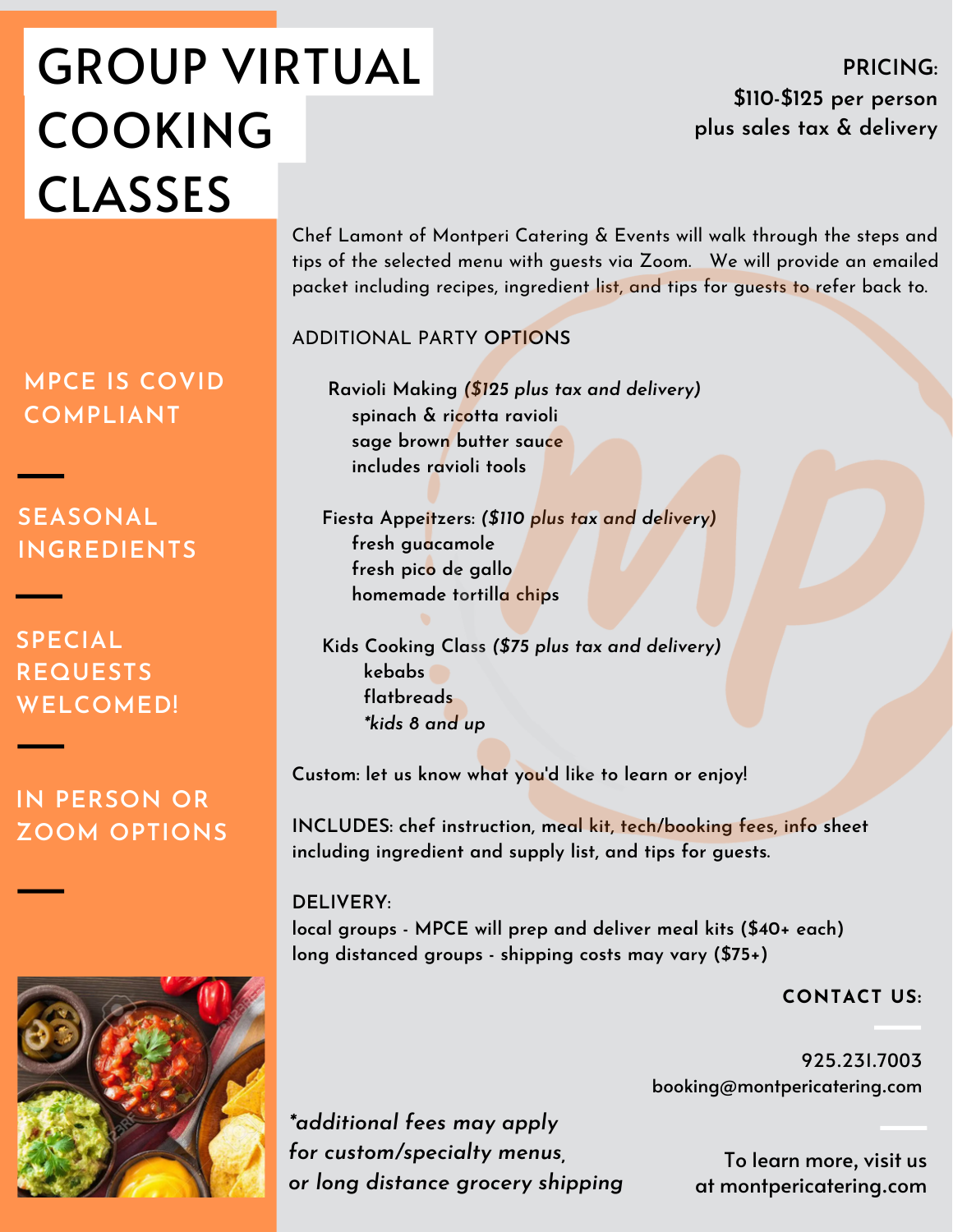# GROUP VIRTUAL COOKING CLASSES

**PRICING:**
**$110-$125 per person**
**plus sales tax & delivery**

MPCE IS COVID COMPLIANT

SEASONAL INGREDIENTS

SPECIAL REQUESTS WELCOMED!

IN PERSON OR ZOOM OPTIONS

Chef Lamont of Montperi Catering & Events will walk through the steps and tips of the selected menu with guests via Zoom. We will provide an emailed packet including recipes, ingredient list, and tips for guests to refer back to.

ADDITIONAL PARTY OPTIONS

Ravioli Making *($125 plus tax and delivery)*
- spinach & ricotta ravioli
- sage brown butter sauce
- includes ravioli tools

Fiesta Appeitzers: *($110 plus tax and delivery)*
- fresh guacamole
- fresh pico de gallo
- homemade tortilla chips

Kids Cooking Class *($75 plus tax and delivery)*
- kebabs
- flatbreads
- *\*kids 8 and up*

Custom: let us know what you'd like to learn or enjoy!

INCLUDES: chef instruction, meal kit, tech/booking fees, info sheet including ingredient and supply list, and tips for guests.

DELIVERY:
local groups - MPCE will prep and deliver meal kits ($40+ each)
long distanced groups - shipping costs may vary ($75+)

**CONTACT US:**

925.231.7003
booking@montpericatering.com

To learn more, visit us at montpericatering.com

*\*additional fees may apply for custom/specialty menus, or long distance grocery shipping*